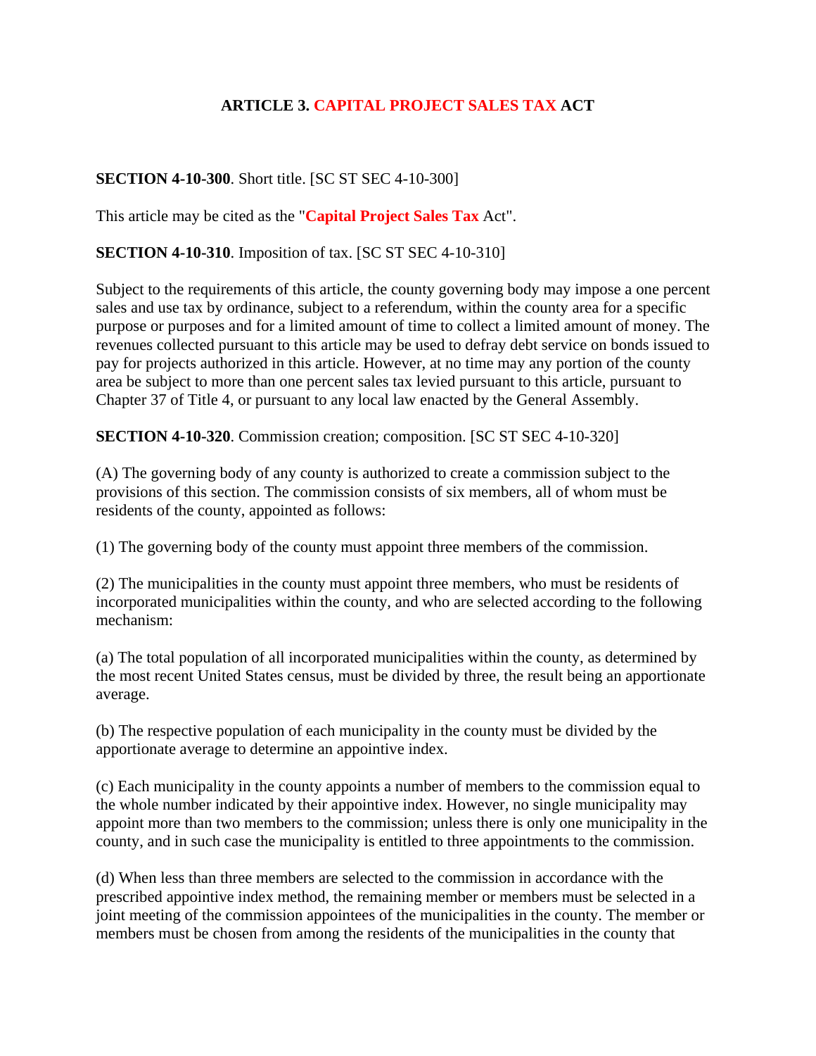## ARTICLE 3. CAPITAL PROJECT SALES TAX ACT

**SECTION 4-10-300**. Short title. [SC ST SEC 4-10-300]

This article may be cited as the "**Capital Project Sales Tax** Act".

**SECTION 4-10-310**. Imposition of tax. [SC ST SEC 4-10-310]

Subject to the requirements of this article, the county governing body may impose a one percent sales and use tax by ordinance, subject to a referendum, within the county area for a specific purpose or purposes and for a limited amount of time to collect a limited amount of money. The revenues collected pursuant to this article may be used to defray debt service on bonds issued to pay for projects authorized in this article. However, at no time may any portion of the county area be subject to more than one percent sales tax levied pursuant to this article, pursuant to Chapter 37 of Title 4, or pursuant to any local law enacted by the General Assembly.

**SECTION 4-10-320**. Commission creation; composition. [SC ST SEC 4-10-320]

(A) The governing body of any county is authorized to create a commission subject to the provisions of this section. The commission consists of six members, all of whom must be residents of the county, appointed as follows:

(1) The governing body of the county must appoint three members of the commission.

(2) The municipalities in the county must appoint three members, who must be residents of incorporated municipalities within the county, and who are selected according to the following mechanism:

(a) The total population of all incorporated municipalities within the county, as determined by the most recent United States census, must be divided by three, the result being an apportionate average.

(b) The respective population of each municipality in the county must be divided by the apportionate average to determine an appointive index.

(c) Each municipality in the county appoints a number of members to the commission equal to the whole number indicated by their appointive index. However, no single municipality may appoint more than two members to the commission; unless there is only one municipality in the county, and in such case the municipality is entitled to three appointments to the commission.

(d) When less than three members are selected to the commission in accordance with the prescribed appointive index method, the remaining member or members must be selected in a joint meeting of the commission appointees of the municipalities in the county. The member or members must be chosen from among the residents of the municipalities in the county that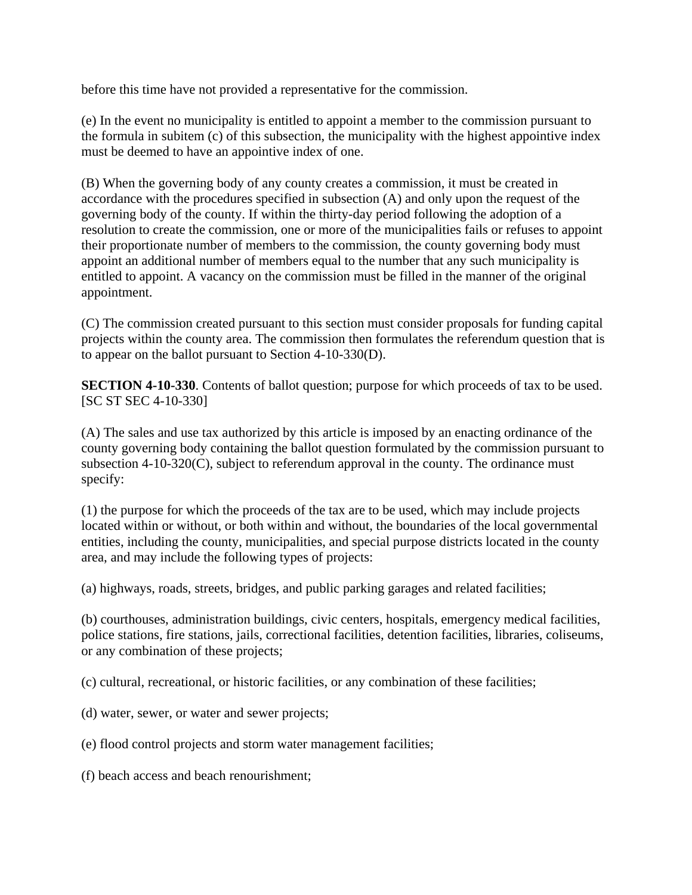before this time have not provided a representative for the commission.

(e) In the event no municipality is entitled to appoint a member to the commission pursuant to the formula in subitem (c) of this subsection, the municipality with the highest appointive index must be deemed to have an appointive index of one.

(B) When the governing body of any county creates a commission, it must be created in accordance with the procedures specified in subsection (A) and only upon the request of the governing body of the county. If within the thirty-day period following the adoption of a resolution to create the commission, one or more of the municipalities fails or refuses to appoint their proportionate number of members to the commission, the county governing body must appoint an additional number of members equal to the number that any such municipality is entitled to appoint. A vacancy on the commission must be filled in the manner of the original appointment.

(C) The commission created pursuant to this section must consider proposals for funding capital projects within the county area. The commission then formulates the referendum question that is to appear on the ballot pursuant to Section 4-10-330(D).

**SECTION 4-10-330**. Contents of ballot question; purpose for which proceeds of tax to be used. [SC ST SEC 4-10-330]

(A) The sales and use tax authorized by this article is imposed by an enacting ordinance of the county governing body containing the ballot question formulated by the commission pursuant to subsection 4-10-320(C), subject to referendum approval in the county. The ordinance must specify:

(1) the purpose for which the proceeds of the tax are to be used, which may include projects located within or without, or both within and without, the boundaries of the local governmental entities, including the county, municipalities, and special purpose districts located in the county area, and may include the following types of projects:

(a) highways, roads, streets, bridges, and public parking garages and related facilities;

(b) courthouses, administration buildings, civic centers, hospitals, emergency medical facilities, police stations, fire stations, jails, correctional facilities, detention facilities, libraries, coliseums, or any combination of these projects;

(c) cultural, recreational, or historic facilities, or any combination of these facilities;

(d) water, sewer, or water and sewer projects;

(e) flood control projects and storm water management facilities;

(f) beach access and beach renourishment;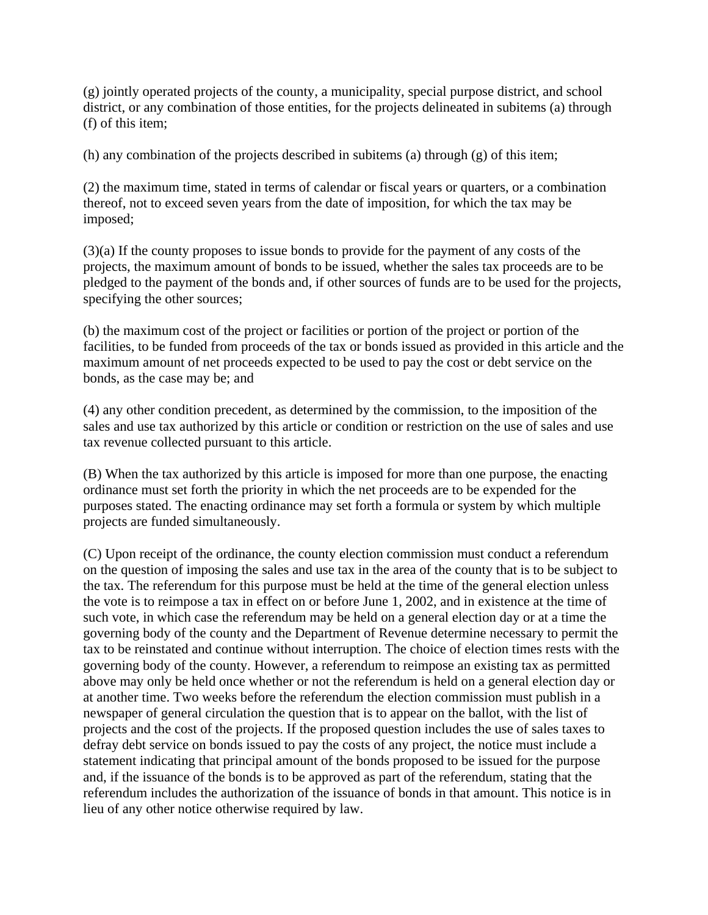(g) jointly operated projects of the county, a municipality, special purpose district, and school district, or any combination of those entities, for the projects delineated in subitems (a) through (f) of this item;

(h) any combination of the projects described in subitems (a) through (g) of this item;

(2) the maximum time, stated in terms of calendar or fiscal years or quarters, or a combination thereof, not to exceed seven years from the date of imposition, for which the tax may be imposed;

(3)(a) If the county proposes to issue bonds to provide for the payment of any costs of the projects, the maximum amount of bonds to be issued, whether the sales tax proceeds are to be pledged to the payment of the bonds and, if other sources of funds are to be used for the projects, specifying the other sources;

(b) the maximum cost of the project or facilities or portion of the project or portion of the facilities, to be funded from proceeds of the tax or bonds issued as provided in this article and the maximum amount of net proceeds expected to be used to pay the cost or debt service on the bonds, as the case may be; and

(4) any other condition precedent, as determined by the commission, to the imposition of the sales and use tax authorized by this article or condition or restriction on the use of sales and use tax revenue collected pursuant to this article.

(B) When the tax authorized by this article is imposed for more than one purpose, the enacting ordinance must set forth the priority in which the net proceeds are to be expended for the purposes stated. The enacting ordinance may set forth a formula or system by which multiple projects are funded simultaneously.

(C) Upon receipt of the ordinance, the county election commission must conduct a referendum on the question of imposing the sales and use tax in the area of the county that is to be subject to the tax. The referendum for this purpose must be held at the time of the general election unless the vote is to reimpose a tax in effect on or before June 1, 2002, and in existence at the time of such vote, in which case the referendum may be held on a general election day or at a time the governing body of the county and the Department of Revenue determine necessary to permit the tax to be reinstated and continue without interruption. The choice of election times rests with the governing body of the county. However, a referendum to reimpose an existing tax as permitted above may only be held once whether or not the referendum is held on a general election day or at another time. Two weeks before the referendum the election commission must publish in a newspaper of general circulation the question that is to appear on the ballot, with the list of projects and the cost of the projects. If the proposed question includes the use of sales taxes to defray debt service on bonds issued to pay the costs of any project, the notice must include a statement indicating that principal amount of the bonds proposed to be issued for the purpose and, if the issuance of the bonds is to be approved as part of the referendum, stating that the referendum includes the authorization of the issuance of bonds in that amount. This notice is in lieu of any other notice otherwise required by law.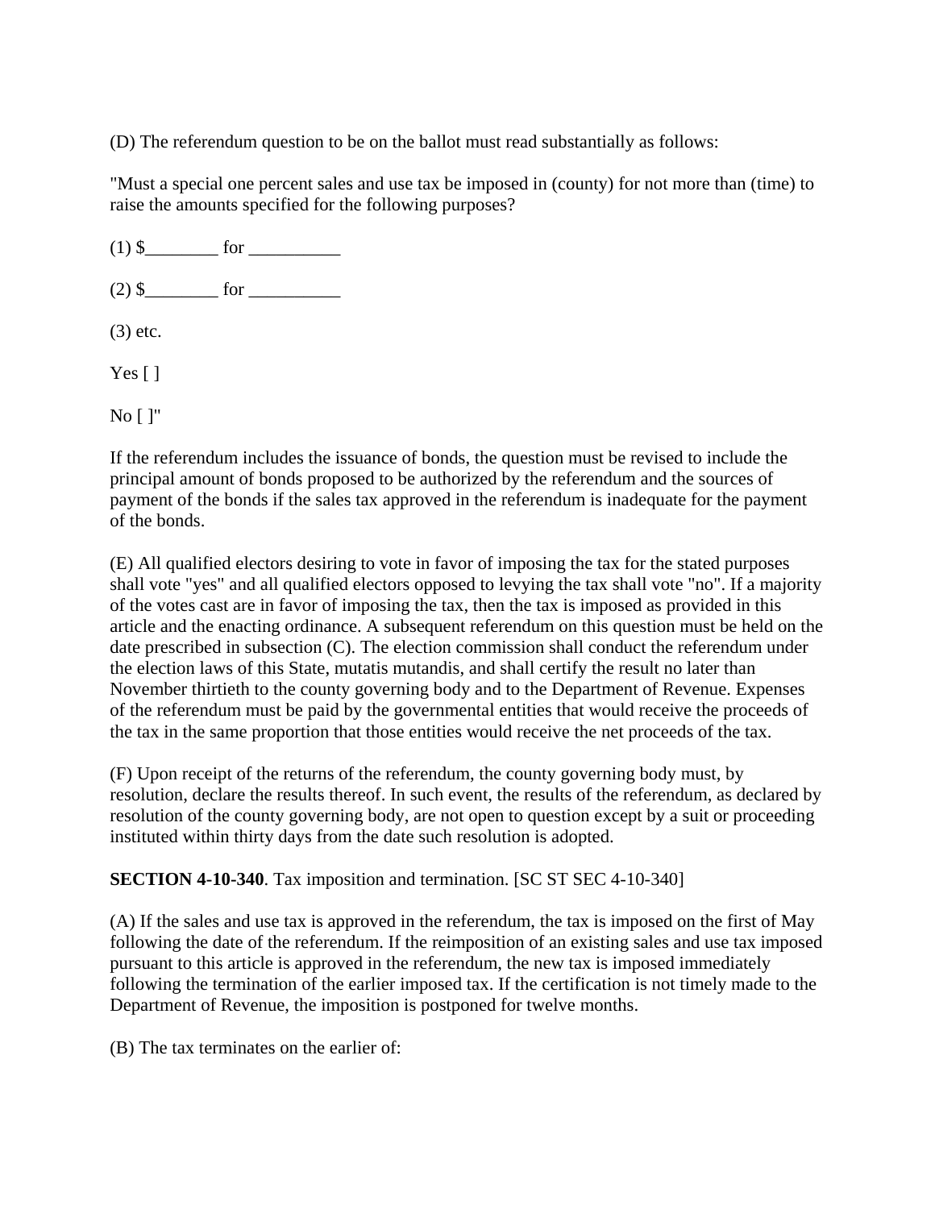(D) The referendum question to be on the ballot must read substantially as follows:

"Must a special one percent sales and use tax be imposed in (county) for not more than (time) to raise the amounts specified for the following purposes?

(1) $________ for __________

(2) $________ for __________

(3) etc.

Yes [ ]

No [ ]"

If the referendum includes the issuance of bonds, the question must be revised to include the principal amount of bonds proposed to be authorized by the referendum and the sources of payment of the bonds if the sales tax approved in the referendum is inadequate for the payment of the bonds.

(E) All qualified electors desiring to vote in favor of imposing the tax for the stated purposes shall vote "yes" and all qualified electors opposed to levying the tax shall vote "no". If a majority of the votes cast are in favor of imposing the tax, then the tax is imposed as provided in this article and the enacting ordinance. A subsequent referendum on this question must be held on the date prescribed in subsection (C). The election commission shall conduct the referendum under the election laws of this State, mutatis mutandis, and shall certify the result no later than November thirtieth to the county governing body and to the Department of Revenue. Expenses of the referendum must be paid by the governmental entities that would receive the proceeds of the tax in the same proportion that those entities would receive the net proceeds of the tax.

(F) Upon receipt of the returns of the referendum, the county governing body must, by resolution, declare the results thereof. In such event, the results of the referendum, as declared by resolution of the county governing body, are not open to question except by a suit or proceeding instituted within thirty days from the date such resolution is adopted.

**SECTION 4-10-340**. Tax imposition and termination. [SC ST SEC 4-10-340]

(A) If the sales and use tax is approved in the referendum, the tax is imposed on the first of May following the date of the referendum. If the reimposition of an existing sales and use tax imposed pursuant to this article is approved in the referendum, the new tax is imposed immediately following the termination of the earlier imposed tax. If the certification is not timely made to the Department of Revenue, the imposition is postponed for twelve months.

(B) The tax terminates on the earlier of: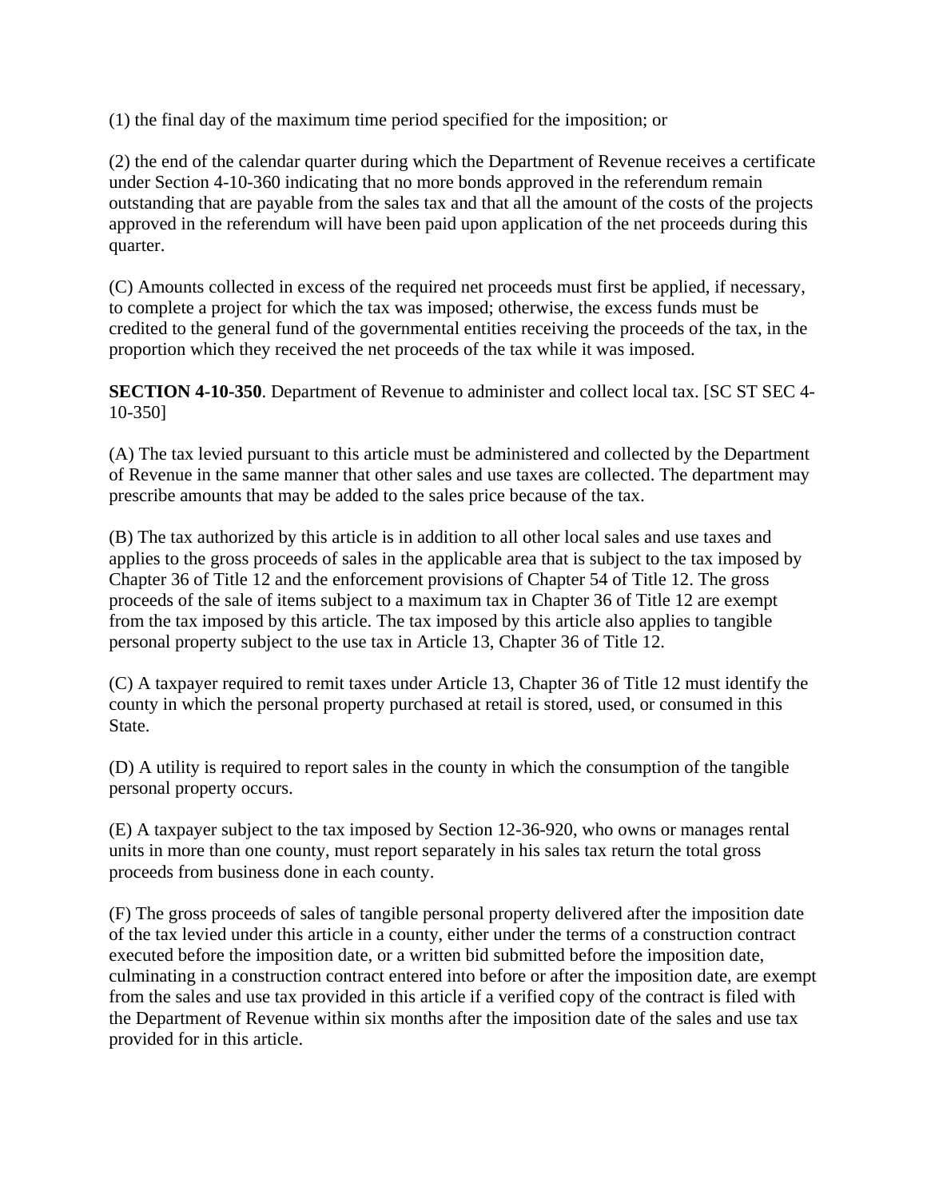(1) the final day of the maximum time period specified for the imposition; or

(2) the end of the calendar quarter during which the Department of Revenue receives a certificate under Section 4-10-360 indicating that no more bonds approved in the referendum remain outstanding that are payable from the sales tax and that all the amount of the costs of the projects approved in the referendum will have been paid upon application of the net proceeds during this quarter.

(C) Amounts collected in excess of the required net proceeds must first be applied, if necessary, to complete a project for which the tax was imposed; otherwise, the excess funds must be credited to the general fund of the governmental entities receiving the proceeds of the tax, in the proportion which they received the net proceeds of the tax while it was imposed.

**SECTION 4-10-350**. Department of Revenue to administer and collect local tax. [SC ST SEC 4-10-350]

(A) The tax levied pursuant to this article must be administered and collected by the Department of Revenue in the same manner that other sales and use taxes are collected. The department may prescribe amounts that may be added to the sales price because of the tax.

(B) The tax authorized by this article is in addition to all other local sales and use taxes and applies to the gross proceeds of sales in the applicable area that is subject to the tax imposed by Chapter 36 of Title 12 and the enforcement provisions of Chapter 54 of Title 12. The gross proceeds of the sale of items subject to a maximum tax in Chapter 36 of Title 12 are exempt from the tax imposed by this article. The tax imposed by this article also applies to tangible personal property subject to the use tax in Article 13, Chapter 36 of Title 12.

(C) A taxpayer required to remit taxes under Article 13, Chapter 36 of Title 12 must identify the county in which the personal property purchased at retail is stored, used, or consumed in this State.

(D) A utility is required to report sales in the county in which the consumption of the tangible personal property occurs.

(E) A taxpayer subject to the tax imposed by Section 12-36-920, who owns or manages rental units in more than one county, must report separately in his sales tax return the total gross proceeds from business done in each county.

(F) The gross proceeds of sales of tangible personal property delivered after the imposition date of the tax levied under this article in a county, either under the terms of a construction contract executed before the imposition date, or a written bid submitted before the imposition date, culminating in a construction contract entered into before or after the imposition date, are exempt from the sales and use tax provided in this article if a verified copy of the contract is filed with the Department of Revenue within six months after the imposition date of the sales and use tax provided for in this article.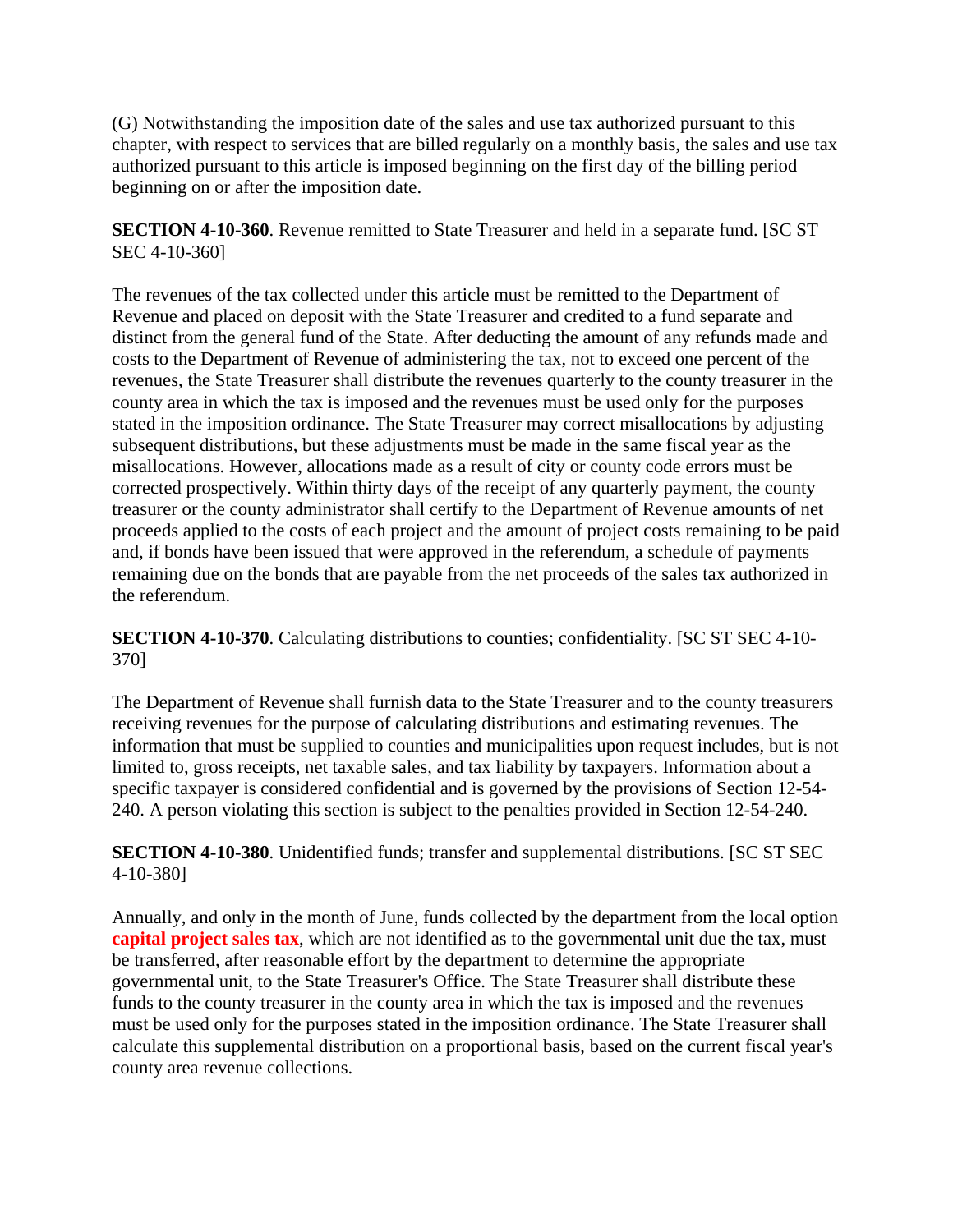(G) Notwithstanding the imposition date of the sales and use tax authorized pursuant to this chapter, with respect to services that are billed regularly on a monthly basis, the sales and use tax authorized pursuant to this article is imposed beginning on the first day of the billing period beginning on or after the imposition date.

**SECTION 4-10-360**. Revenue remitted to State Treasurer and held in a separate fund. [SC ST SEC 4-10-360]

The revenues of the tax collected under this article must be remitted to the Department of Revenue and placed on deposit with the State Treasurer and credited to a fund separate and distinct from the general fund of the State. After deducting the amount of any refunds made and costs to the Department of Revenue of administering the tax, not to exceed one percent of the revenues, the State Treasurer shall distribute the revenues quarterly to the county treasurer in the county area in which the tax is imposed and the revenues must be used only for the purposes stated in the imposition ordinance. The State Treasurer may correct misallocations by adjusting subsequent distributions, but these adjustments must be made in the same fiscal year as the misallocations. However, allocations made as a result of city or county code errors must be corrected prospectively. Within thirty days of the receipt of any quarterly payment, the county treasurer or the county administrator shall certify to the Department of Revenue amounts of net proceeds applied to the costs of each project and the amount of project costs remaining to be paid and, if bonds have been issued that were approved in the referendum, a schedule of payments remaining due on the bonds that are payable from the net proceeds of the sales tax authorized in the referendum.

**SECTION 4-10-370**. Calculating distributions to counties; confidentiality. [SC ST SEC 4-10-370]

The Department of Revenue shall furnish data to the State Treasurer and to the county treasurers receiving revenues for the purpose of calculating distributions and estimating revenues. The information that must be supplied to counties and municipalities upon request includes, but is not limited to, gross receipts, net taxable sales, and tax liability by taxpayers. Information about a specific taxpayer is considered confidential and is governed by the provisions of Section 12-54-240. A person violating this section is subject to the penalties provided in Section 12-54-240.

**SECTION 4-10-380**. Unidentified funds; transfer and supplemental distributions. [SC ST SEC 4-10-380]

Annually, and only in the month of June, funds collected by the department from the local option **capital project sales tax**, which are not identified as to the governmental unit due the tax, must be transferred, after reasonable effort by the department to determine the appropriate governmental unit, to the State Treasurer's Office. The State Treasurer shall distribute these funds to the county treasurer in the county area in which the tax is imposed and the revenues must be used only for the purposes stated in the imposition ordinance. The State Treasurer shall calculate this supplemental distribution on a proportional basis, based on the current fiscal year's county area revenue collections.